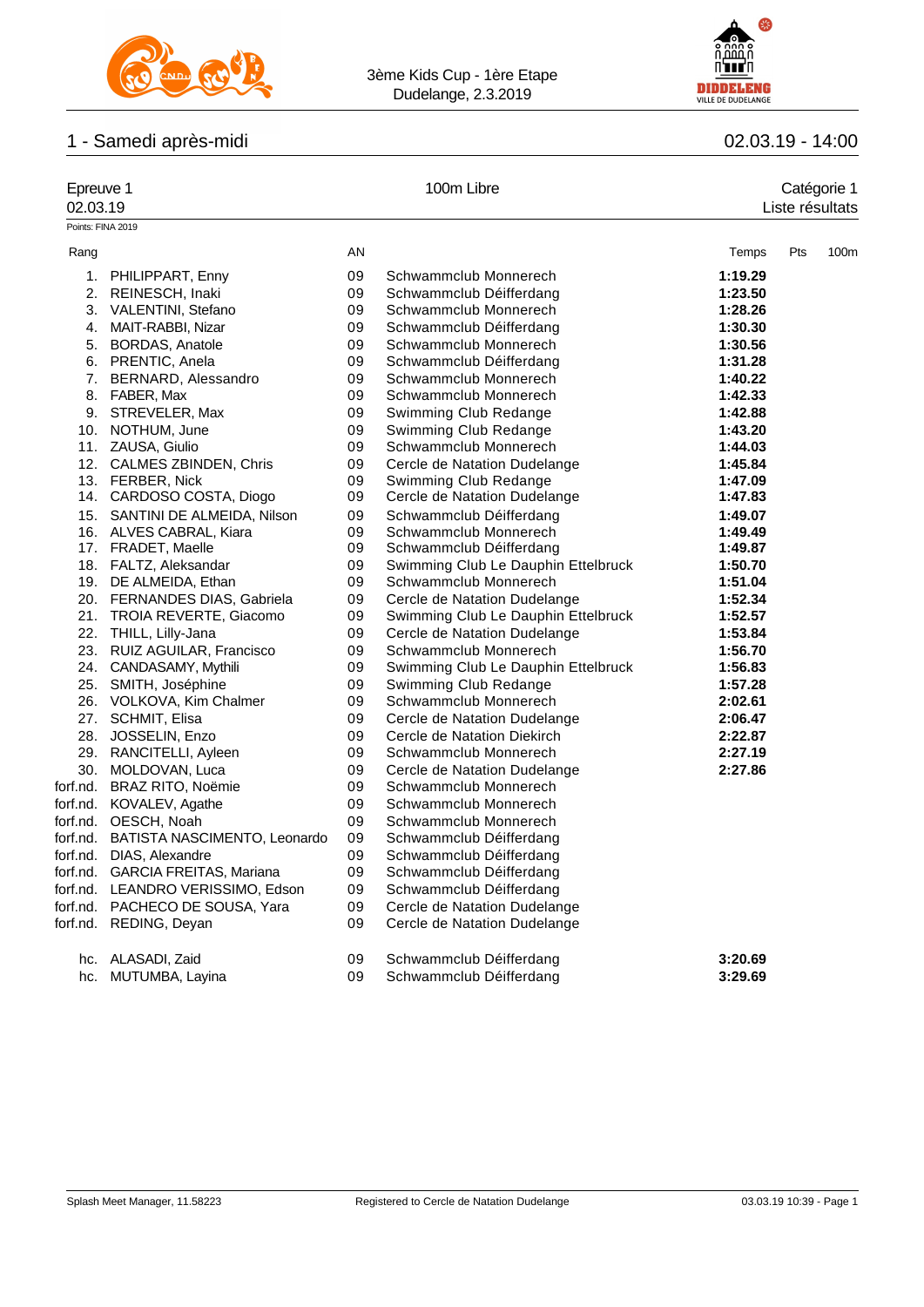3ème Kids Cup - 1ère Etape
Dudelange, 2.3.2019

## 1 - Samedi après-midi

02.03.19 - 14:00

Epreuve 1 — 100m Libre — Catégorie 1
02.03.19 — Liste résultats

Points: FINA 2019

| Rang | | AN | | Temps | Pts | 100m |
|---|---|---|---|---|---|---|
| 1. | PHILIPPART, Enny | 09 | Schwammclub Monnerech | **1:19.29** | | |
| 2. | REINESCH, Inaki | 09 | Schwammclub Déifferdang | **1:23.50** | | |
| 3. | VALENTINI, Stefano | 09 | Schwammclub Monnerech | **1:28.26** | | |
| 4. | MAIT-RABBI, Nizar | 09 | Schwammclub Déifferdang | **1:30.30** | | |
| 5. | BORDAS, Anatole | 09 | Schwammclub Monnerech | **1:30.56** | | |
| 6. | PRENTIC, Anela | 09 | Schwammclub Déifferdang | **1:31.28** | | |
| 7. | BERNARD, Alessandro | 09 | Schwammclub Monnerech | **1:40.22** | | |
| 8. | FABER, Max | 09 | Schwammclub Monnerech | **1:42.33** | | |
| 9. | STREVELER, Max | 09 | Swimming Club Redange | **1:42.88** | | |
| 10. | NOTHUM, June | 09 | Swimming Club Redange | **1:43.20** | | |
| 11. | ZAUSA, Giulio | 09 | Schwammclub Monnerech | **1:44.03** | | |
| 12. | CALMES ZBINDEN, Chris | 09 | Cercle de Natation Dudelange | **1:45.84** | | |
| 13. | FERBER, Nick | 09 | Swimming Club Redange | **1:47.09** | | |
| 14. | CARDOSO COSTA, Diogo | 09 | Cercle de Natation Dudelange | **1:47.83** | | |
| 15. | SANTINI DE ALMEIDA, Nilson | 09 | Schwammclub Déifferdang | **1:49.07** | | |
| 16. | ALVES CABRAL, Kiara | 09 | Schwammclub Monnerech | **1:49.49** | | |
| 17. | FRADET, Maelle | 09 | Schwammclub Déifferdang | **1:49.87** | | |
| 18. | FALTZ, Aleksandar | 09 | Swimming Club Le Dauphin Ettelbruck | **1:50.70** | | |
| 19. | DE ALMEIDA, Ethan | 09 | Schwammclub Monnerech | **1:51.04** | | |
| 20. | FERNANDES DIAS, Gabriela | 09 | Cercle de Natation Dudelange | **1:52.34** | | |
| 21. | TROIA REVERTE, Giacomo | 09 | Swimming Club Le Dauphin Ettelbruck | **1:52.57** | | |
| 22. | THILL, Lilly-Jana | 09 | Cercle de Natation Dudelange | **1:53.84** | | |
| 23. | RUIZ AGUILAR, Francisco | 09 | Schwammclub Monnerech | **1:56.70** | | |
| 24. | CANDASAMY, Mythili | 09 | Swimming Club Le Dauphin Ettelbruck | **1:56.83** | | |
| 25. | SMITH, Joséphine | 09 | Swimming Club Redange | **1:57.28** | | |
| 26. | VOLKOVA, Kim Chalmer | 09 | Schwammclub Monnerech | **2:02.61** | | |
| 27. | SCHMIT, Elisa | 09 | Cercle de Natation Dudelange | **2:06.47** | | |
| 28. | JOSSELIN, Enzo | 09 | Cercle de Natation Diekirch | **2:22.87** | | |
| 29. | RANCITELLI, Ayleen | 09 | Schwammclub Monnerech | **2:27.19** | | |
| 30. | MOLDOVAN, Luca | 09 | Cercle de Natation Dudelange | **2:27.86** | | |
| forf.nd. | BRAZ RITO, Noëmie | 09 | Schwammclub Monnerech | | | |
| forf.nd. | KOVALEV, Agathe | 09 | Schwammclub Monnerech | | | |
| forf.nd. | OESCH, Noah | 09 | Schwammclub Monnerech | | | |
| forf.nd. | BATISTA NASCIMENTO, Leonardo | 09 | Schwammclub Déifferdang | | | |
| forf.nd. | DIAS, Alexandre | 09 | Schwammclub Déifferdang | | | |
| forf.nd. | GARCIA FREITAS, Mariana | 09 | Schwammclub Déifferdang | | | |
| forf.nd. | LEANDRO VERISSIMO, Edson | 09 | Schwammclub Déifferdang | | | |
| forf.nd. | PACHECO DE SOUSA, Yara | 09 | Cercle de Natation Dudelange | | | |
| forf.nd. | REDING, Deyan | 09 | Cercle de Natation Dudelange | | | |
| hc. | ALASADI, Zaid | 09 | Schwammclub Déifferdang | **3:20.69** | | |
| hc. | MUTUMBA, Layina | 09 | Schwammclub Déifferdang | **3:29.69** | | |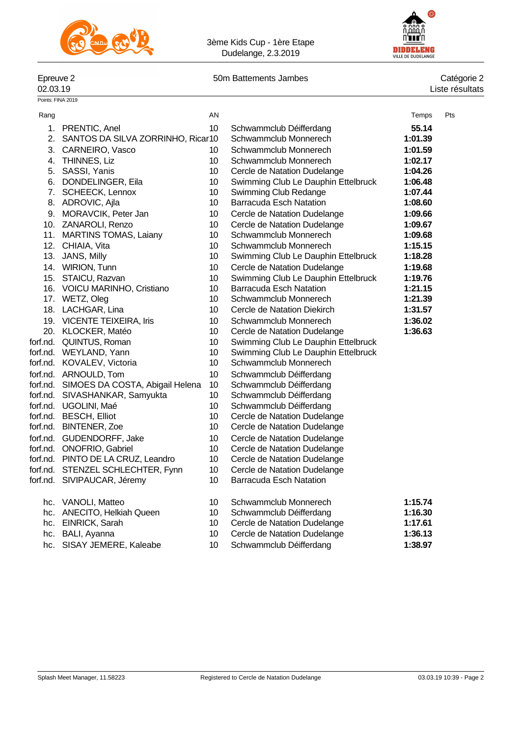3ème Kids Cup - 1ère Etape
Dudelange, 2.3.2019

Epreuve 2 — 50m Battements Jambes — Catégorie 2
02.03.19 — Liste résultats

Points: FINA 2019

| Rang | | AN | | Temps | Pts |
|---|---|---|---|---|---|
| 1. | PRENTIC, Anel | 10 | Schwammclub Déifferdang | **55.14** | |
| 2. | SANTOS DA SILVA ZORRINHO, Ricar | 10 | Schwammclub Monnerech | **1:01.39** | |
| 3. | CARNEIRO, Vasco | 10 | Schwammclub Monnerech | **1:01.59** | |
| 4. | THINNES, Liz | 10 | Schwammclub Monnerech | **1:02.17** | |
| 5. | SASSI, Yanis | 10 | Cercle de Natation Dudelange | **1:04.26** | |
| 6. | DONDELINGER, Eila | 10 | Swimming Club Le Dauphin Ettelbruck | **1:06.48** | |
| 7. | SCHEECK, Lennox | 10 | Swimming Club Redange | **1:07.44** | |
| 8. | ADROVIC, Ajla | 10 | Barracuda Esch Natation | **1:08.60** | |
| 9. | MORAVCIK, Peter Jan | 10 | Cercle de Natation Dudelange | **1:09.66** | |
| 10. | ZANAROLI, Renzo | 10 | Cercle de Natation Dudelange | **1:09.67** | |
| 11. | MARTINS TOMAS, Laiany | 10 | Schwammclub Monnerech | **1:09.68** | |
| 12. | CHIAIA, Vita | 10 | Schwammclub Monnerech | **1:15.15** | |
| 13. | JANS, Milly | 10 | Swimming Club Le Dauphin Ettelbruck | **1:18.28** | |
| 14. | WIRION, Tunn | 10 | Cercle de Natation Dudelange | **1:19.68** | |
| 15. | STAICU, Razvan | 10 | Swimming Club Le Dauphin Ettelbruck | **1:19.76** | |
| 16. | VOICU MARINHO, Cristiano | 10 | Barracuda Esch Natation | **1:21.15** | |
| 17. | WETZ, Oleg | 10 | Schwammclub Monnerech | **1:21.39** | |
| 18. | LACHGAR, Lina | 10 | Cercle de Natation Diekirch | **1:31.57** | |
| 19. | VICENTE TEIXEIRA, Iris | 10 | Schwammclub Monnerech | **1:36.02** | |
| 20. | KLOCKER, Matéo | 10 | Cercle de Natation Dudelange | **1:36.63** | |
| forf.nd. | QUINTUS, Roman | 10 | Swimming Club Le Dauphin Ettelbruck | | |
| forf.nd. | WEYLAND, Yann | 10 | Swimming Club Le Dauphin Ettelbruck | | |
| forf.nd. | KOVALEV, Victoria | 10 | Schwammclub Monnerech | | |
| forf.nd. | ARNOULD, Tom | 10 | Schwammclub Déifferdang | | |
| forf.nd. | SIMOES DA COSTA, Abigail Helena | 10 | Schwammclub Déifferdang | | |
| forf.nd. | SIVASHANKAR, Samyukta | 10 | Schwammclub Déifferdang | | |
| forf.nd. | UGOLINI, Maé | 10 | Schwammclub Déifferdang | | |
| forf.nd. | BESCH, Elliot | 10 | Cercle de Natation Dudelange | | |
| forf.nd. | BINTENER, Zoe | 10 | Cercle de Natation Dudelange | | |
| forf.nd. | GUDENDORFF, Jake | 10 | Cercle de Natation Dudelange | | |
| forf.nd. | ONOFRIO, Gabriel | 10 | Cercle de Natation Dudelange | | |
| forf.nd. | PINTO DE LA CRUZ, Leandro | 10 | Cercle de Natation Dudelange | | |
| forf.nd. | STENZEL SCHLECHTER, Fynn | 10 | Cercle de Natation Dudelange | | |
| forf.nd. | SIVIPAUCAR, Jéremy | 10 | Barracuda Esch Natation | | |
| hc. | VANOLI, Matteo | 10 | Schwammclub Monnerech | **1:15.74** | |
| hc. | ANECITO, Helkiah Queen | 10 | Schwammclub Déifferdang | **1:16.30** | |
| hc. | EINRICK, Sarah | 10 | Cercle de Natation Dudelange | **1:17.61** | |
| hc. | BALI, Ayanna | 10 | Cercle de Natation Dudelange | **1:36.13** | |
| hc. | SISAY JEMERE, Kaleabe | 10 | Schwammclub Déifferdang | **1:38.97** | |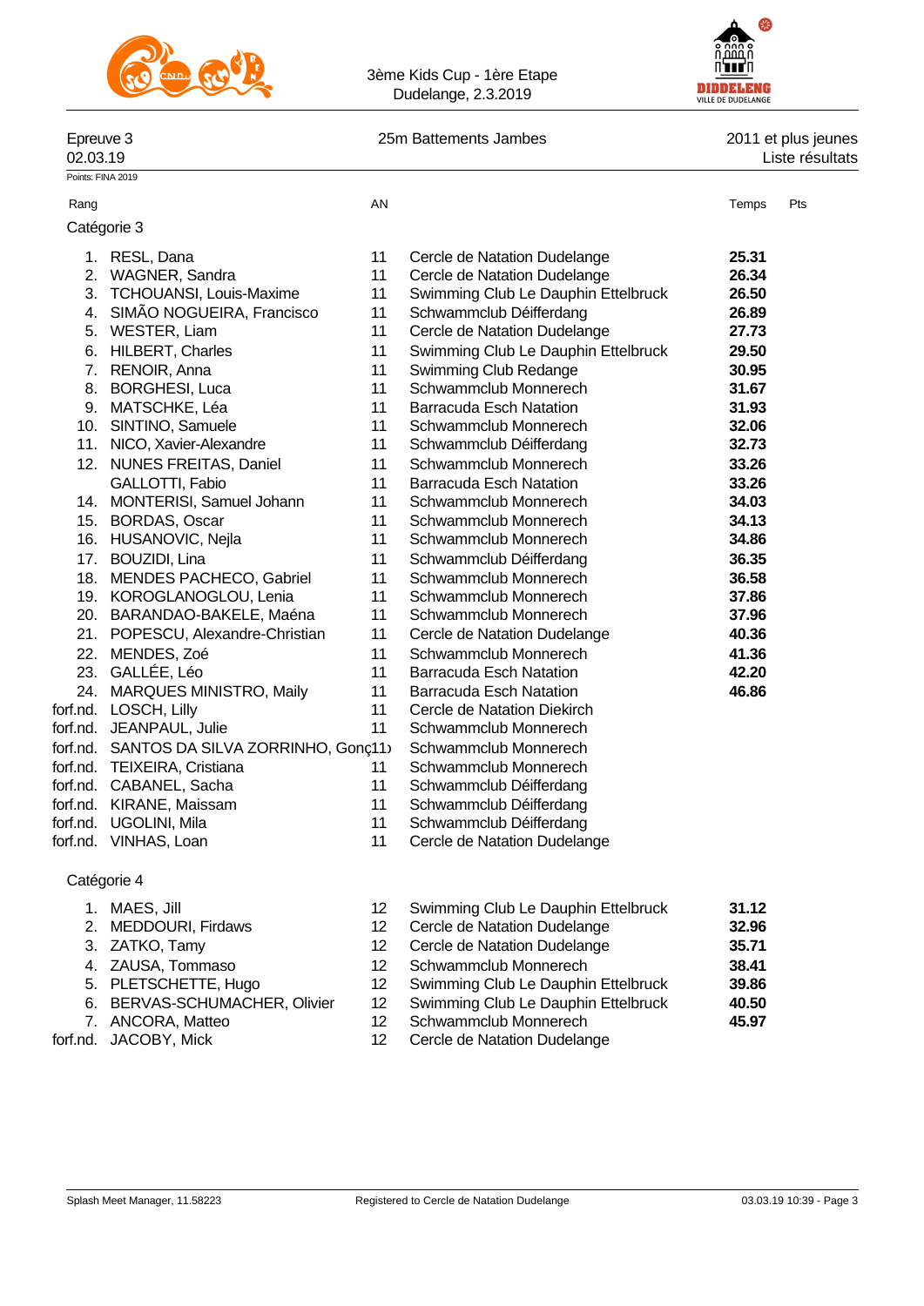3ème Kids Cup - 1ère Etape
Dudelange, 2.3.2019

Epreuve 3 — 25m Battements Jambes — 2011 et plus jeunes
02.03.19 — Liste résultats

Points: FINA 2019

### Catégorie 3

| Rang | | AN | | Temps | Pts |
|---|---|---|---|---|---|
| 1. | RESL, Dana | 11 | Cercle de Natation Dudelange | **25.31** | |
| 2. | WAGNER, Sandra | 11 | Cercle de Natation Dudelange | **26.34** | |
| 3. | TCHOUANSI, Louis-Maxime | 11 | Swimming Club Le Dauphin Ettelbruck | **26.50** | |
| 4. | SIMÃO NOGUEIRA, Francisco | 11 | Schwammclub Déifferdang | **26.89** | |
| 5. | WESTER, Liam | 11 | Cercle de Natation Dudelange | **27.73** | |
| 6. | HILBERT, Charles | 11 | Swimming Club Le Dauphin Ettelbruck | **29.50** | |
| 7. | RENOIR, Anna | 11 | Swimming Club Redange | **30.95** | |
| 8. | BORGHESI, Luca | 11 | Schwammclub Monnerech | **31.67** | |
| 9. | MATSCHKE, Léa | 11 | Barracuda Esch Natation | **31.93** | |
| 10. | SINTINO, Samuele | 11 | Schwammclub Monnerech | **32.06** | |
| 11. | NICO, Xavier-Alexandre | 11 | Schwammclub Déifferdang | **32.73** | |
| 12. | NUNES FREITAS, Daniel | 11 | Schwammclub Monnerech | **33.26** | |
| | GALLOTTI, Fabio | 11 | Barracuda Esch Natation | **33.26** | |
| 14. | MONTERISI, Samuel Johann | 11 | Schwammclub Monnerech | **34.03** | |
| 15. | BORDAS, Oscar | 11 | Schwammclub Monnerech | **34.13** | |
| 16. | HUSANOVIC, Nejla | 11 | Schwammclub Monnerech | **34.86** | |
| 17. | BOUZIDI, Lina | 11 | Schwammclub Déifferdang | **36.35** | |
| 18. | MENDES PACHECO, Gabriel | 11 | Schwammclub Monnerech | **36.58** | |
| 19. | KOROGLANOGLOU, Lenia | 11 | Schwammclub Monnerech | **37.86** | |
| 20. | BARANDAO-BAKELE, Maéna | 11 | Schwammclub Monnerech | **37.96** | |
| 21. | POPESCU, Alexandre-Christian | 11 | Cercle de Natation Dudelange | **40.36** | |
| 22. | MENDES, Zoé | 11 | Schwammclub Monnerech | **41.36** | |
| 23. | GALLÉE, Léo | 11 | Barracuda Esch Natation | **42.20** | |
| 24. | MARQUES MINISTRO, Maily | 11 | Barracuda Esch Natation | **46.86** | |
| forf.nd. | LOSCH, Lilly | 11 | Cercle de Natation Diekirch | | |
| forf.nd. | JEANPAUL, Julie | 11 | Schwammclub Monnerech | | |
| forf.nd. | SANTOS DA SILVA ZORRINHO, Gonç | 11 | Schwammclub Monnerech | | |
| forf.nd. | TEIXEIRA, Cristiana | 11 | Schwammclub Monnerech | | |
| forf.nd. | CABANEL, Sacha | 11 | Schwammclub Déifferdang | | |
| forf.nd. | KIRANE, Maissam | 11 | Schwammclub Déifferdang | | |
| forf.nd. | UGOLINI, Mila | 11 | Schwammclub Déifferdang | | |
| forf.nd. | VINHAS, Loan | 11 | Cercle de Natation Dudelange | | |

### Catégorie 4

| Rang | | AN | | Temps | Pts |
|---|---|---|---|---|---|
| 1. | MAES, Jill | 12 | Swimming Club Le Dauphin Ettelbruck | **31.12** | |
| 2. | MEDDOURI, Firdaws | 12 | Cercle de Natation Dudelange | **32.96** | |
| 3. | ZATKO, Tamy | 12 | Cercle de Natation Dudelange | **35.71** | |
| 4. | ZAUSA, Tommaso | 12 | Schwammclub Monnerech | **38.41** | |
| 5. | PLETSCHETTE, Hugo | 12 | Swimming Club Le Dauphin Ettelbruck | **39.86** | |
| 6. | BERVAS-SCHUMACHER, Olivier | 12 | Swimming Club Le Dauphin Ettelbruck | **40.50** | |
| 7. | ANCORA, Matteo | 12 | Schwammclub Monnerech | **45.97** | |
| forf.nd. | JACOBY, Mick | 12 | Cercle de Natation Dudelange | | |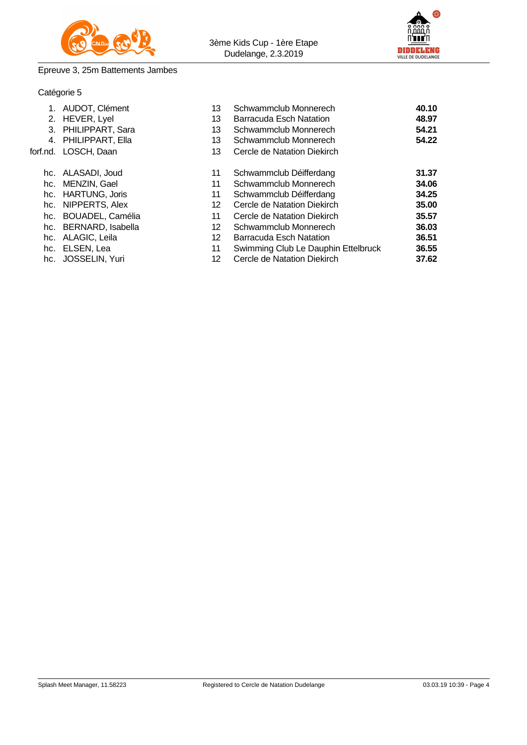3ème Kids Cup - 1ère Etape
Dudelange, 2.3.2019

Epreuve 3, 25m Battements Jambes

Catégorie 5

| | | | | |
|---|---|---|---|---|
| 1. | AUDOT, Clément | 13 | Schwammclub Monnerech | **40.10** |
| 2. | HEVER, Lyel | 13 | Barracuda Esch Natation | **48.97** |
| 3. | PHILIPPART, Sara | 13 | Schwammclub Monnerech | **54.21** |
| 4. | PHILIPPART, Ella | 13 | Schwammclub Monnerech | **54.22** |
| forf.nd. | LOSCH, Daan | 13 | Cercle de Natation Diekirch | |
| hc. | ALASADI, Joud | 11 | Schwammclub Déifferdang | **31.37** |
| hc. | MENZIN, Gael | 11 | Schwammclub Monnerech | **34.06** |
| hc. | HARTUNG, Joris | 11 | Schwammclub Déifferdang | **34.25** |
| hc. | NIPPERTS, Alex | 12 | Cercle de Natation Diekirch | **35.00** |
| hc. | BOUADEL, Camélia | 11 | Cercle de Natation Diekirch | **35.57** |
| hc. | BERNARD, Isabella | 12 | Schwammclub Monnerech | **36.03** |
| hc. | ALAGIC, Leila | 12 | Barracuda Esch Natation | **36.51** |
| hc. | ELSEN, Lea | 11 | Swimming Club Le Dauphin Ettelbruck | **36.55** |
| hc. | JOSSELIN, Yuri | 12 | Cercle de Natation Diekirch | **37.62** |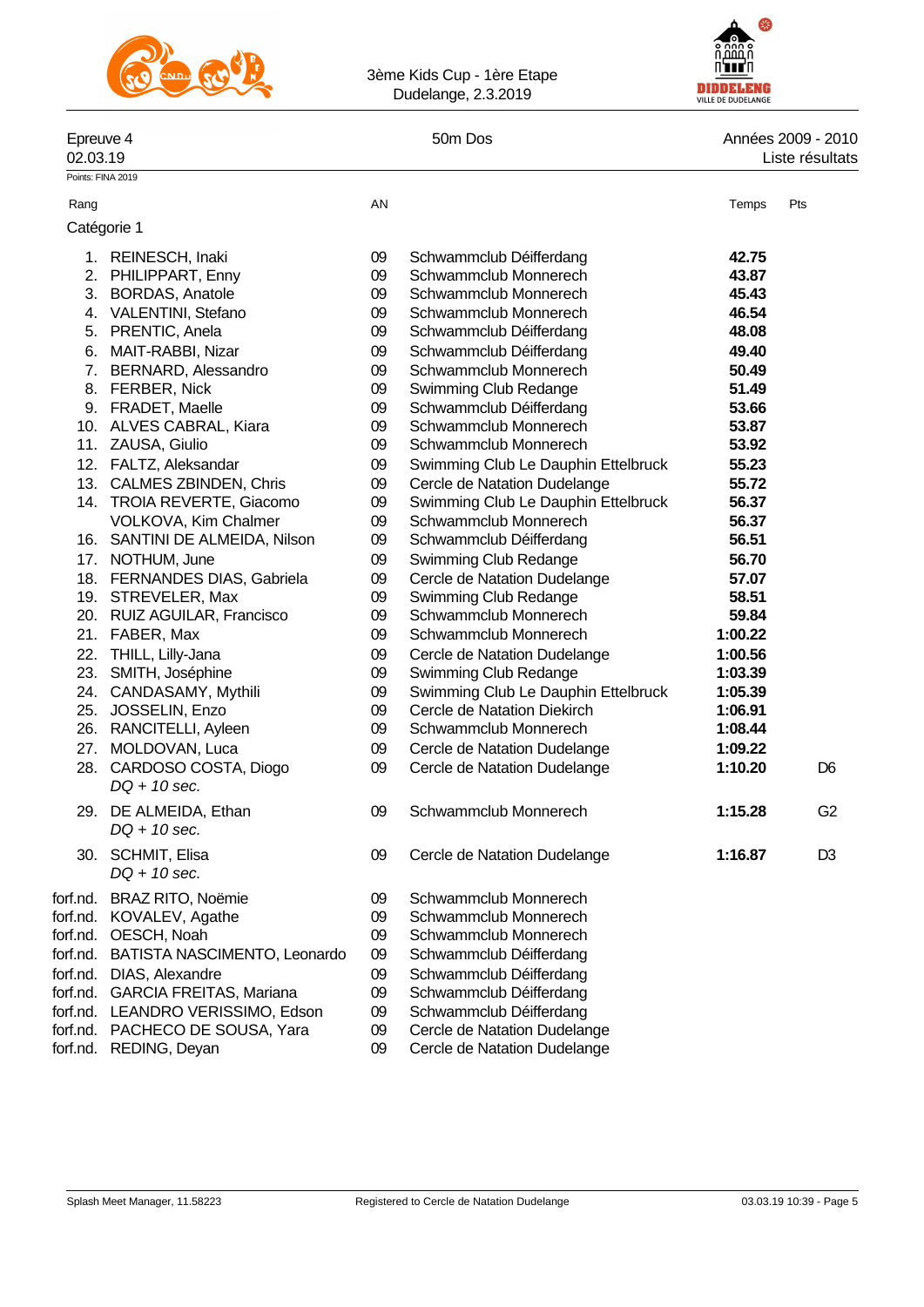3ème Kids Cup - 1ère Etape
Dudelange, 2.3.2019

Epreuve 4 — 50m Dos — Années 2009 - 2010
02.03.19 — Liste résultats

Points: FINA 2019

| Rang | | AN | | Temps | Pts |
|---|---|---|---|---|---|
| **Catégorie 1** | | | | | |
| 1. | REINESCH, Inaki | 09 | Schwammclub Déifferdang | **42.75** | |
| 2. | PHILIPPART, Enny | 09 | Schwammclub Monnerech | **43.87** | |
| 3. | BORDAS, Anatole | 09 | Schwammclub Monnerech | **45.43** | |
| 4. | VALENTINI, Stefano | 09 | Schwammclub Monnerech | **46.54** | |
| 5. | PRENTIC, Anela | 09 | Schwammclub Déifferdang | **48.08** | |
| 6. | MAIT-RABBI, Nizar | 09 | Schwammclub Déifferdang | **49.40** | |
| 7. | BERNARD, Alessandro | 09 | Schwammclub Monnerech | **50.49** | |
| 8. | FERBER, Nick | 09 | Swimming Club Redange | **51.49** | |
| 9. | FRADET, Maelle | 09 | Schwammclub Déifferdang | **53.66** | |
| 10. | ALVES CABRAL, Kiara | 09 | Schwammclub Monnerech | **53.87** | |
| 11. | ZAUSA, Giulio | 09 | Schwammclub Monnerech | **53.92** | |
| 12. | FALTZ, Aleksandar | 09 | Swimming Club Le Dauphin Ettelbruck | **55.23** | |
| 13. | CALMES ZBINDEN, Chris | 09 | Cercle de Natation Dudelange | **55.72** | |
| 14. | TROIA REVERTE, Giacomo | 09 | Swimming Club Le Dauphin Ettelbruck | **56.37** | |
| | VOLKOVA, Kim Chalmer | 09 | Schwammclub Monnerech | **56.37** | |
| 16. | SANTINI DE ALMEIDA, Nilson | 09 | Schwammclub Déifferdang | **56.51** | |
| 17. | NOTHUM, June | 09 | Swimming Club Redange | **56.70** | |
| 18. | FERNANDES DIAS, Gabriela | 09 | Cercle de Natation Dudelange | **57.07** | |
| 19. | STREVELER, Max | 09 | Swimming Club Redange | **58.51** | |
| 20. | RUIZ AGUILAR, Francisco | 09 | Schwammclub Monnerech | **59.84** | |
| 21. | FABER, Max | 09 | Schwammclub Monnerech | **1:00.22** | |
| 22. | THILL, Lilly-Jana | 09 | Cercle de Natation Dudelange | **1:00.56** | |
| 23. | SMITH, Joséphine | 09 | Swimming Club Redange | **1:03.39** | |
| 24. | CANDASAMY, Mythili | 09 | Swimming Club Le Dauphin Ettelbruck | **1:05.39** | |
| 25. | JOSSELIN, Enzo | 09 | Cercle de Natation Diekirch | **1:06.91** | |
| 26. | RANCITELLI, Ayleen | 09 | Schwammclub Monnerech | **1:08.44** | |
| 27. | MOLDOVAN, Luca | 09 | Cercle de Natation Dudelange | **1:09.22** | |
| 28. | CARDOSO COSTA, Diogo *DQ + 10 sec.* | 09 | Cercle de Natation Dudelange | **1:10.20** | D6 |
| 29. | DE ALMEIDA, Ethan *DQ + 10 sec.* | 09 | Schwammclub Monnerech | **1:15.28** | G2 |
| 30. | SCHMIT, Elisa *DQ + 10 sec.* | 09 | Cercle de Natation Dudelange | **1:16.87** | D3 |
| forf.nd. | BRAZ RITO, Noëmie | 09 | Schwammclub Monnerech | | |
| forf.nd. | KOVALEV, Agathe | 09 | Schwammclub Monnerech | | |
| forf.nd. | OESCH, Noah | 09 | Schwammclub Monnerech | | |
| forf.nd. | BATISTA NASCIMENTO, Leonardo | 09 | Schwammclub Déifferdang | | |
| forf.nd. | DIAS, Alexandre | 09 | Schwammclub Déifferdang | | |
| forf.nd. | GARCIA FREITAS, Mariana | 09 | Schwammclub Déifferdang | | |
| forf.nd. | LEANDRO VERISSIMO, Edson | 09 | Schwammclub Déifferdang | | |
| forf.nd. | PACHECO DE SOUSA, Yara | 09 | Cercle de Natation Dudelange | | |
| forf.nd. | REDING, Deyan | 09 | Cercle de Natation Dudelange | | |

Splash Meet Manager, 11.58223 — Registered to Cercle de Natation Dudelange — 03.03.19 10:39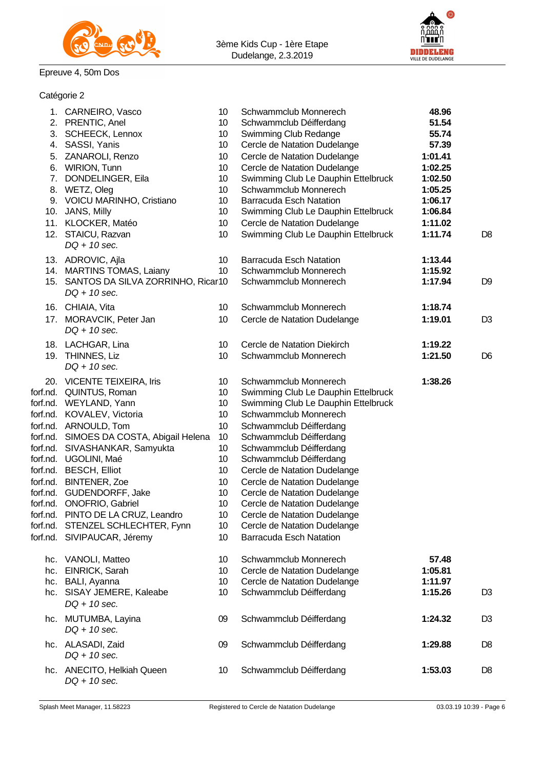3ème Kids Cup - 1ère Etape
Dudelange, 2.3.2019

Epreuve 4, 50m Dos

Catégorie 2

| Place | Name | Year | Club | Time | Note |
|---|---|---|---|---|---|
| 1. | CARNEIRO, Vasco | 10 | Schwammclub Monnerech | **48.96** | |
| 2. | PRENTIC, Anel | 10 | Schwammclub Déifferdang | **51.54** | |
| 3. | SCHEECK, Lennox | 10 | Swimming Club Redange | **55.74** | |
| 4. | SASSI, Yanis | 10 | Cercle de Natation Dudelange | **57.39** | |
| 5. | ZANAROLI, Renzo | 10 | Cercle de Natation Dudelange | **1:01.41** | |
| 6. | WIRION, Tunn | 10 | Cercle de Natation Dudelange | **1:02.25** | |
| 7. | DONDELINGER, Eila | 10 | Swimming Club Le Dauphin Ettelbruck | **1:02.50** | |
| 8. | WETZ, Oleg | 10 | Schwammclub Monnerech | **1:05.25** | |
| 9. | VOICU MARINHO, Cristiano | 10 | Barracuda Esch Natation | **1:06.17** | |
| 10. | JANS, Milly | 10 | Swimming Club Le Dauphin Ettelbruck | **1:06.84** | |
| 11. | KLOCKER, Matéo | 10 | Cercle de Natation Dudelange | **1:11.02** | |
| 12. | STAICU, Razvan *DQ + 10 sec.* | 10 | Swimming Club Le Dauphin Ettelbruck | **1:11.74** | D8 |
| 13. | ADROVIC, Ajla | 10 | Barracuda Esch Natation | **1:13.44** | |
| 14. | MARTINS TOMAS, Laiany | 10 | Schwammclub Monnerech | **1:15.92** | |
| 15. | SANTOS DA SILVA ZORRINHO, Ricar *DQ + 10 sec.* | 10 | Schwammclub Monnerech | **1:17.94** | D9 |
| 16. | CHIAIA, Vita | 10 | Schwammclub Monnerech | **1:18.74** | |
| 17. | MORAVCIK, Peter Jan *DQ + 10 sec.* | 10 | Cercle de Natation Dudelange | **1:19.01** | D3 |
| 18. | LACHGAR, Lina | 10 | Cercle de Natation Diekirch | **1:19.22** | |
| 19. | THINNES, Liz *DQ + 10 sec.* | 10 | Schwammclub Monnerech | **1:21.50** | D6 |
| 20. | VICENTE TEIXEIRA, Iris | 10 | Schwammclub Monnerech | **1:38.26** | |
| forf.nd. | QUINTUS, Roman | 10 | Swimming Club Le Dauphin Ettelbruck | | |
| forf.nd. | WEYLAND, Yann | 10 | Swimming Club Le Dauphin Ettelbruck | | |
| forf.nd. | KOVALEV, Victoria | 10 | Schwammclub Monnerech | | |
| forf.nd. | ARNOULD, Tom | 10 | Schwammclub Déifferdang | | |
| forf.nd. | SIMOES DA COSTA, Abigail Helena | 10 | Schwammclub Déifferdang | | |
| forf.nd. | SIVASHANKAR, Samyukta | 10 | Schwammclub Déifferdang | | |
| forf.nd. | UGOLINI, Maé | 10 | Schwammclub Déifferdang | | |
| forf.nd. | BESCH, Elliot | 10 | Cercle de Natation Dudelange | | |
| forf.nd. | BINTENER, Zoe | 10 | Cercle de Natation Dudelange | | |
| forf.nd. | GUDENDORFF, Jake | 10 | Cercle de Natation Dudelange | | |
| forf.nd. | ONOFRIO, Gabriel | 10 | Cercle de Natation Dudelange | | |
| forf.nd. | PINTO DE LA CRUZ, Leandro | 10 | Cercle de Natation Dudelange | | |
| forf.nd. | STENZEL SCHLECHTER, Fynn | 10 | Cercle de Natation Dudelange | | |
| forf.nd. | SIVIPAUCAR, Jéremy | 10 | Barracuda Esch Natation | | |
| hc. | VANOLI, Matteo | 10 | Schwammclub Monnerech | **57.48** | |
| hc. | EINRICK, Sarah | 10 | Cercle de Natation Dudelange | **1:05.81** | |
| hc. | BALI, Ayanna | 10 | Cercle de Natation Dudelange | **1:11.97** | |
| hc. | SISAY JEMERE, Kaleabe *DQ + 10 sec.* | 10 | Schwammclub Déifferdang | **1:15.26** | D3 |
| hc. | MUTUMBA, Layina *DQ + 10 sec.* | 09 | Schwammclub Déifferdang | **1:24.32** | D3 |
| hc. | ALASADI, Zaid *DQ + 10 sec.* | 09 | Schwammclub Déifferdang | **1:29.88** | D8 |
| hc. | ANECITO, Helkiah Queen *DQ + 10 sec.* | 10 | Schwammclub Déifferdang | **1:53.03** | D8 |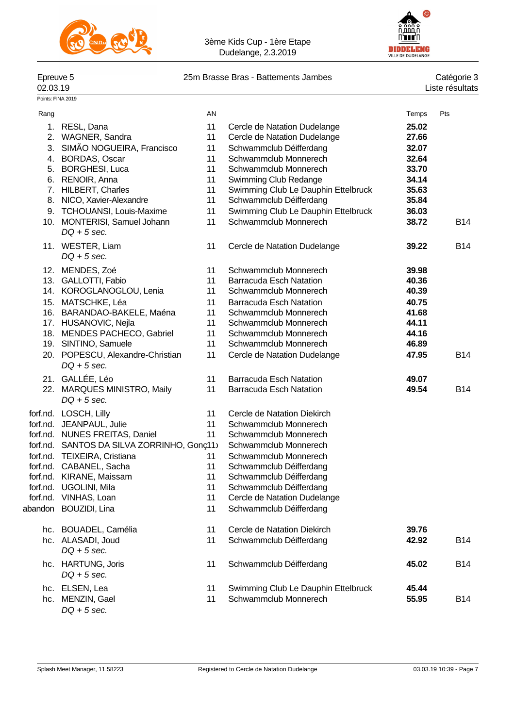3ème Kids Cup - 1ère Etape
Dudelange, 2.3.2019

Epreuve 5 — 25m Brasse Bras - Battements Jambes — Catégorie 3

02.03.19 — Liste résultats

Points: FINA 2019

| Rang | | AN | | Temps | Pts |
|---|---|---|---|---|---|
| 1. | RESL, Dana | 11 | Cercle de Natation Dudelange | **25.02** | |
| 2. | WAGNER, Sandra | 11 | Cercle de Natation Dudelange | **27.66** | |
| 3. | SIMÃO NOGUEIRA, Francisco | 11 | Schwammclub Déifferdang | **32.07** | |
| 4. | BORDAS, Oscar | 11 | Schwammclub Monnerech | **32.64** | |
| 5. | BORGHESI, Luca | 11 | Schwammclub Monnerech | **33.70** | |
| 6. | RENOIR, Anna | 11 | Swimming Club Redange | **34.14** | |
| 7. | HILBERT, Charles | 11 | Swimming Club Le Dauphin Ettelbruck | **35.63** | |
| 8. | NICO, Xavier-Alexandre | 11 | Schwammclub Déifferdang | **35.84** | |
| 9. | TCHOUANSI, Louis-Maxime | 11 | Swimming Club Le Dauphin Ettelbruck | **36.03** | |
| 10. | MONTERISI, Samuel Johann *DQ + 5 sec.* | 11 | Schwammclub Monnerech | **38.72** | B14 |
| 11. | WESTER, Liam *DQ + 5 sec.* | 11 | Cercle de Natation Dudelange | **39.22** | B14 |
| 12. | MENDES, Zoé | 11 | Schwammclub Monnerech | **39.98** | |
| 13. | GALLOTTI, Fabio | 11 | Barracuda Esch Natation | **40.36** | |
| 14. | KOROGLANOGLOU, Lenia | 11 | Schwammclub Monnerech | **40.39** | |
| 15. | MATSCHKE, Léa | 11 | Barracuda Esch Natation | **40.75** | |
| 16. | BARANDAO-BAKELE, Maéna | 11 | Schwammclub Monnerech | **41.68** | |
| 17. | HUSANOVIC, Nejla | 11 | Schwammclub Monnerech | **44.11** | |
| 18. | MENDES PACHECO, Gabriel | 11 | Schwammclub Monnerech | **44.16** | |
| 19. | SINTINO, Samuele | 11 | Schwammclub Monnerech | **46.89** | |
| 20. | POPESCU, Alexandre-Christian *DQ + 5 sec.* | 11 | Cercle de Natation Dudelange | **47.95** | B14 |
| 21. | GALLÉE, Léo | 11 | Barracuda Esch Natation | **49.07** | |
| 22. | MARQUES MINISTRO, Maily *DQ + 5 sec.* | 11 | Barracuda Esch Natation | **49.54** | B14 |
| forf.nd. | LOSCH, Lilly | 11 | Cercle de Natation Diekirch | | |
| forf.nd. | JEANPAUL, Julie | 11 | Schwammclub Monnerech | | |
| forf.nd. | NUNES FREITAS, Daniel | 11 | Schwammclub Monnerech | | |
| forf.nd. | SANTOS DA SILVA ZORRINHO, Gonç | 11 | Schwammclub Monnerech | | |
| forf.nd. | TEIXEIRA, Cristiana | 11 | Schwammclub Monnerech | | |
| forf.nd. | CABANEL, Sacha | 11 | Schwammclub Déifferdang | | |
| forf.nd. | KIRANE, Maissam | 11 | Schwammclub Déifferdang | | |
| forf.nd. | UGOLINI, Mila | 11 | Schwammclub Déifferdang | | |
| forf.nd. | VINHAS, Loan | 11 | Cercle de Natation Dudelange | | |
| abandon | BOUZIDI, Lina | 11 | Schwammclub Déifferdang | | |
| hc. | BOUADEL, Camélia | 11 | Cercle de Natation Diekirch | **39.76** | |
| hc. | ALASADI, Joud *DQ + 5 sec.* | 11 | Schwammclub Déifferdang | **42.92** | B14 |
| hc. | HARTUNG, Joris *DQ + 5 sec.* | 11 | Schwammclub Déifferdang | **45.02** | B14 |
| hc. | ELSEN, Lea | 11 | Swimming Club Le Dauphin Ettelbruck | **45.44** | |
| hc. | MENZIN, Gael *DQ + 5 sec.* | 11 | Schwammclub Monnerech | **55.95** | B14 |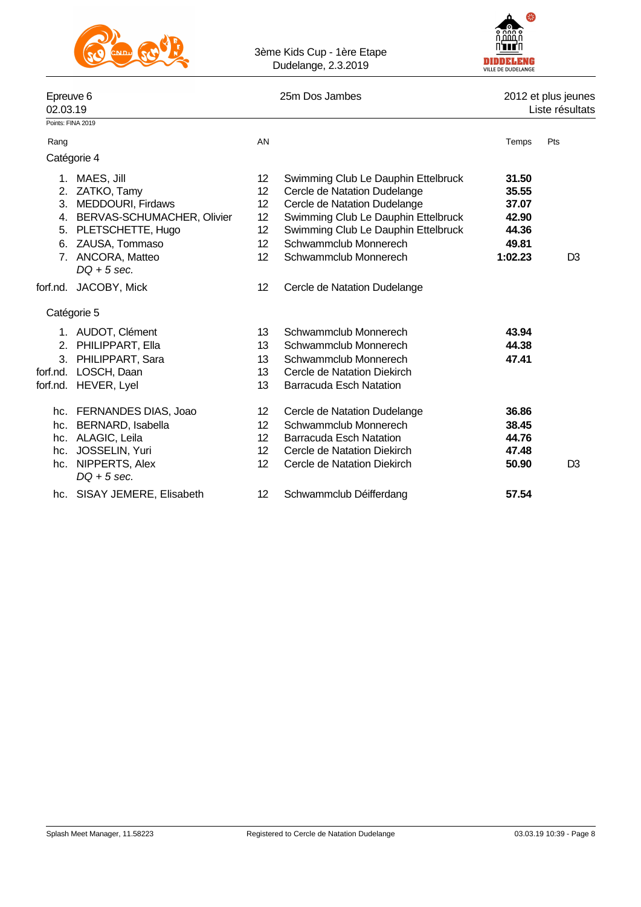3ème Kids Cup - 1ère Etape
Dudelange, 2.3.2019

Epreuve 6 — 25m Dos Jambes — 2012 et plus jeunes
02.03.19 — Liste résultats

Points: FINA 2019

| Rang | | AN | | Temps | Pts |
|---|---|---|---|---|---|
| **Catégorie 4** | | | | | |
| 1. | MAES, Jill | 12 | Swimming Club Le Dauphin Ettelbruck | **31.50** | |
| 2. | ZATKO, Tamy | 12 | Cercle de Natation Dudelange | **35.55** | |
| 3. | MEDDOURI, Firdaws | 12 | Cercle de Natation Dudelange | **37.07** | |
| 4. | BERVAS-SCHUMACHER, Olivier | 12 | Swimming Club Le Dauphin Ettelbruck | **42.90** | |
| 5. | PLETSCHETTE, Hugo | 12 | Swimming Club Le Dauphin Ettelbruck | **44.36** | |
| 6. | ZAUSA, Tommaso | 12 | Schwammclub Monnerech | **49.81** | |
| 7. | ANCORA, Matteo *DQ + 5 sec.* | 12 | Schwammclub Monnerech | **1:02.23** | D3 |
| forf.nd. | JACOBY, Mick | 12 | Cercle de Natation Dudelange | | |
| **Catégorie 5** | | | | | |
| 1. | AUDOT, Clément | 13 | Schwammclub Monnerech | **43.94** | |
| 2. | PHILIPPART, Ella | 13 | Schwammclub Monnerech | **44.38** | |
| 3. | PHILIPPART, Sara | 13 | Schwammclub Monnerech | **47.41** | |
| forf.nd. | LOSCH, Daan | 13 | Cercle de Natation Diekirch | | |
| forf.nd. | HEVER, Lyel | 13 | Barracuda Esch Natation | | |
| hc. | FERNANDES DIAS, Joao | 12 | Cercle de Natation Dudelange | **36.86** | |
| hc. | BERNARD, Isabella | 12 | Schwammclub Monnerech | **38.45** | |
| hc. | ALAGIC, Leila | 12 | Barracuda Esch Natation | **44.76** | |
| hc. | JOSSELIN, Yuri | 12 | Cercle de Natation Diekirch | **47.48** | |
| hc. | NIPPERTS, Alex *DQ + 5 sec.* | 12 | Cercle de Natation Diekirch | **50.90** | D3 |
| hc. | SISAY JEMERE, Elisabeth | 12 | Schwammclub Déifferdang | **57.54** | |